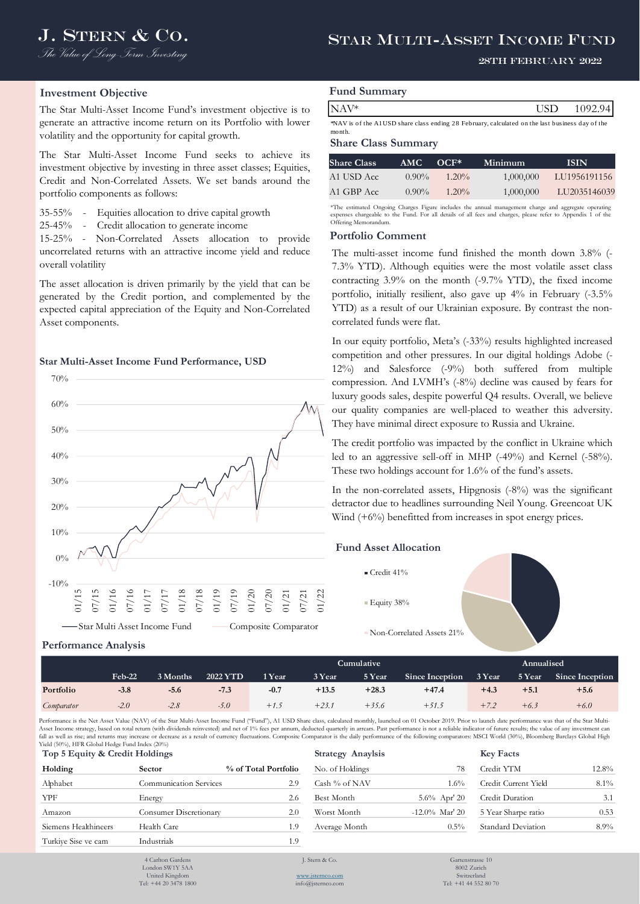# J. Stern & Co.

*The Value of Long Term Investing*

# Star Multi-Asset Income Fund

28th February 2022

## Investment Objective

The Star Multi-Asset Income Fund's investment objective is to generate an attractive income return on its Portfolio with lower volatility and the opportunity for capital growth.

The Star Multi-Asset Income Fund seeks to achieve its investment objective by investing in three asset classes; Equities, Credit and Non-Correlated Assets. We set bands around the portfolio components as follows:

35-55% - Equities allocation to drive capital growth
25-45% - Credit allocation to generate income
15-25% - Non-Correlated Assets allocation to provide uncorrelated returns with an attractive income yield and reduce overall volatility

The asset allocation is driven primarily by the yield that can be generated by the Credit portion, and complemented by the expected capital appreciation of the Equity and Non-Correlated Asset components.

## Star Multi-Asset Income Fund Performance, USD

—— Star Multi Asset Income Fund —— Composite Comparator

## Fund Summary

| NAV* | USD | 1092.94 |
|---|---|---|

*NAV is of the A1USD share class ending 28 February, calculated on the last business day of the month.

## Share Class Summary

| Share Class | AMC | OCF* | Minimum | ISIN |
|---|---|---|---|---|
| A1 USD Acc | 0.90% | 1.20% | 1,000,000 | LU1956191156 |
| A1 GBP Acc | 0.90% | 1.20% | 1,000,000 | LU2035146039 |

*The estimated Ongoing Charges Figure includes the annual management charge and aggregate operating expenses chargeable to the Fund. For all details of all fees and charges, please refer to Appendix 1 of the Offering Memorandum.

## Portfolio Comment

The multi-asset income fund finished the month down 3.8% (-7.3% YTD). Although equities were the most volatile asset class contracting 3.9% on the month (-9.7% YTD), the fixed income portfolio, initially resilient, also gave up 4% in February (-3.5% YTD) as a result of our Ukrainian exposure. By contrast the non-correlated funds were flat.

In our equity portfolio, Meta's (-33%) results highlighted increased competition and other pressures. In our digital holdings Adobe (-12%) and Salesforce (-9%) both suffered from multiple compression. And LVMH's (-8%) decline was caused by fears for luxury goods sales, despite powerful Q4 results. Overall, we believe our quality companies are well-placed to weather this adversity. They have minimal direct exposure to Russia and Ukraine.

The credit portfolio was impacted by the conflict in Ukraine which led to an aggressive sell-off in MHP (-49%) and Kernel (-58%). These two holdings account for 1.6% of the fund's assets.

In the non-correlated assets, Hipgnosis (-8%) was the significant detractor due to headlines surrounding Neil Young. Greencoat UK Wind (+6%) benefitted from increases in spot energy prices.

## Fund Asset Allocation

- Credit 41%
- Equity 38%
- Non-Correlated Assets 21%

## Performance Analysis

| | | | | Cumulative | | | | Annualised | | |
|---|---|---|---|---|---|---|---|---|---|---|
| | Feb-22 | 3 Months | 2022 YTD | 1 Year | 3 Year | 5 Year | Since Inception | 3 Year | 5 Year | Since Inception |
| **Portfolio** | **-3.8** | **-5.6** | **-7.3** | **-0.7** | **+13.5** | **+28.3** | **+47.4** | **+4.3** | **+5.1** | **+5.6** |
| *Comparator* | *-2.0* | *-2.8* | *-5.0* | *+1.5* | *+23.1* | *+35.6* | *+51.5* | *+7.2* | *+6.3* | *+6.0* |

Performance is the Net Asset Value (NAV) of the Star Multi-Asset Income Fund ("Fund"), A1 USD Share class, calculated monthly, launched on 01 October 2019. Prior to launch date performance was that of the Star Multi-Asset Income strategy, based on total return (with dividends reinvested) and net of 1% fees per annum, deducted quarterly in arrears. Past performance is not a reliable indicator of future results; the value of any investment can fall as well as rise; and returns may increase or decrease as a result of currency fluctuations. Composite Comparator is the daily performance of the following comparators: MSCI World (30%), Bloomberg Barclays Global High Yield (50%), HFR Global Hedge Fund Index (20%)

## Top 5 Equity & Credit Holdings

| Holding | Sector | % of Total Portfolio |
|---|---|---|
| Alphabet | Communication Services | 2.9 |
| YPF | Energy | 2.6 |
| Amazon | Consumer Discretionary | 2.0 |
| Siemens Healthineers | Health Care | 1.9 |
| Turkiye Sise ve cam | Industrials | 1.9 |

## Strategy Analysis

| | |
|---|---|
| No. of Holdings | 78 |
| Cash % of NAV | 1.6% |
| Best Month | 5.6% Apr' 20 |
| Worst Month | -12.0% Mar' 20 |
| Average Month | 0.5% |

## Key Facts

| | |
|---|---|
| Credit YTM | 12.8% |
| Credit Current Yield | 8.1% |
| Credit Duration | 3.1 |
| 5 Year Sharpe ratio | 0.53 |
| Standard Deviation | 8.9% |

4 Carlton Gardens
London SW1Y 5AA
United Kingdom
Tel: +44 20 3478 1800

J. Stern & Co.
www.jsternco.com
info@jsternco.com

Gartenstrasse 10
8002 Zurich
Switzerland
Tel: +41 44 552 80 70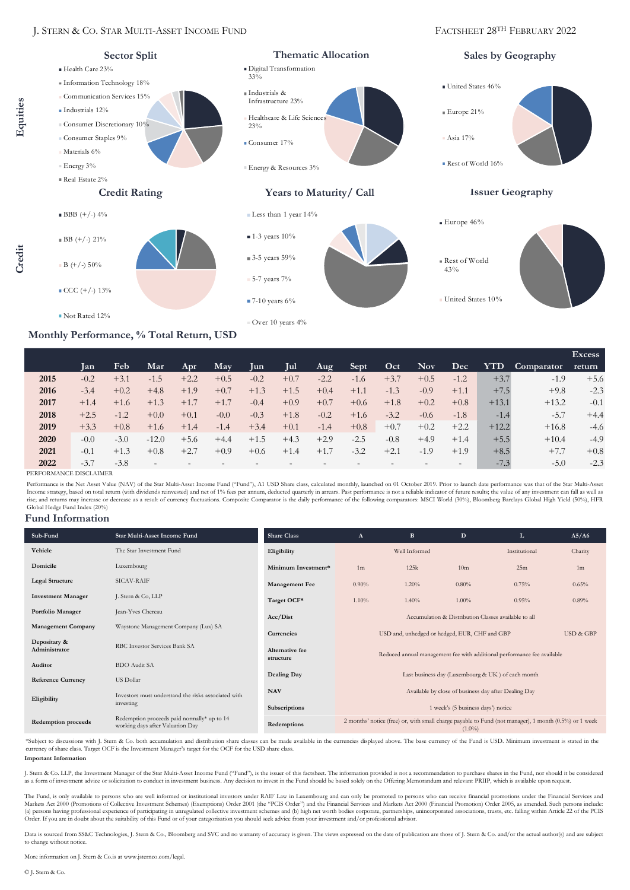J. STERN & CO. STAR MULTI-ASSET INCOME FUND

FACTSHEET 28TH FEBRUARY 2022

## Equities

### Sector Split

- Health Care 23%
- Information Technology 18%
- Communication Services 15%
- Industrials 12%
- Consumer Discretionary 10%
- Consumer Staples 9%
- Materials 6%
- Energy 3%
- Real Estate 2%

### Thematic Allocation

- Digital Transformation 33%
- Industrials & Infrastructure 23%
- Healthcare & Life Sciences 23%
- Consumer 17%
- Energy & Resources 3%

### Sales by Geography

- United States 46%
- Europe 21%
- Asia 17%
- Rest of World 16%

## Credit

### Credit Rating

- BBB (+/-) 4%
- BB (+/-) 21%
- B (+/-) 50%
- CCC (+/-) 13%
- Not Rated 12%

### Years to Maturity/ Call

- Less than 1 year 14%
- 1-3 years 10%
- 3-5 years 59%
- 5-7 years 7%
- 7-10 years 6%
- Over 10 years 4%

### Issuer Geography

- Europe 46%
- Rest of World 43%
- United States 10%

## Monthly Performance, % Total Return, USD

| | Jan | Feb | Mar | Apr | May | Jun | Jul | Aug | Sept | Oct | Nov | Dec | YTD | Comparator | Excess return |
|---|---|---|---|---|---|---|---|---|---|---|---|---|---|---|---|
| 2015 | -0.2 | +3.1 | -1.5 | +2.2 | +0.5 | -0.2 | +0.7 | -2.2 | -1.6 | +3.7 | +0.5 | -1.2 | +3.7 | -1.9 | +5.6 |
| 2016 | -3.4 | +0.2 | +4.8 | +1.9 | +0.7 | +1.3 | +1.5 | +0.4 | +1.1 | -1.3 | -0.9 | +1.1 | +7.5 | +9.8 | -2.3 |
| 2017 | +1.4 | +1.6 | +1.3 | +1.7 | +1.7 | -0.4 | +0.9 | +0.7 | +0.6 | +1.8 | +0.2 | +0.8 | +13.1 | +13.2 | -0.1 |
| 2018 | +2.5 | -1.2 | +0.0 | +0.1 | -0.0 | -0.3 | +1.8 | -0.2 | +1.6 | -3.2 | -0.6 | -1.8 | -1.4 | -5.7 | +4.4 |
| 2019 | +3.3 | +0.8 | +1.6 | +1.4 | -1.4 | +3.4 | +0.1 | -1.4 | +0.8 | +0.7 | +0.2 | +2.2 | +12.2 | +16.8 | -4.6 |
| 2020 | -0.0 | -3.0 | -12.0 | +5.6 | +4.4 | +1.5 | +4.3 | +2.9 | -2.5 | -0.8 | +4.9 | +1.4 | +5.5 | +10.4 | -4.9 |
| 2021 | -0.1 | +1.3 | +0.8 | +2.7 | +0.9 | +0.6 | +1.4 | +1.7 | -3.2 | +2.1 | -1.9 | +1.9 | +8.5 | +7.7 | +0.8 |
| 2022 | -3.7 | -3.8 | - | - | - | - | - | - | - | - | - | - | -7.3 | -5.0 | -2.3 |

PERFORMANCE DISCLAIMER

Performance is the Net Asset Value (NAV) of the Star Multi-Asset Income Fund ("Fund"), A1 USD Share class, calculated monthly, launched on 01 October 2019. Prior to launch date performance was that of the Star Multi-Asset Income strategy, based on total return (with dividends reinvested) and net of 1% fees per annum, deducted quarterly in arrears. Past performance is not a reliable indicator of future results; the value of any investment can fall as well as rise; and returns may increase or decrease as a result of currency fluctuations. Composite Comparator is the daily performance of the following comparators: MSCI World (30%), Bloomberg Barclays Global High Yield (50%), HFR Global Hedge Fund Index (20%)

## Fund Information

| Sub-Fund | Star Multi-Asset Income Fund |
|---|---|
| Vehicle | The Star Investment Fund |
| Domicile | Luxembourg |
| Legal Structure | SICAV-RAIF |
| Investment Manager | J. Stern & Co, LLP |
| Portfolio Manager | Jean-Yves Chereau |
| Management Company | Waystone Management Company (Lux) SA |
| Depositary & Administrator | RBC Investor Services Bank SA |
| Auditor | BDO Audit SA |
| Reference Currency | US Dollar |
| Eligibility | Investors must understand the risks associated with investing |
| Redemption proceeds | Redemption proceeds paid normally* up to 14 working days after Valuation Day |

| Share Class | A | B | D | L | A5/A6 |
|---|---|---|---|---|---|
| Eligibility | Well Informed | | | Institutional | Charity |
| Minimum Investment* | 1m | 125k | 10m | 25m | 1m |
| Management Fee | 0.90% | 1.20% | 0.80% | 0.75% | 0.65% |
| Target OCF* | 1.10% | 1.40% | 1.00% | 0.95% | 0.89% |
| Acc/Dist | Accumulation & Distribution Classes available to all | | | | |
| Currencies | USD and, unhedged or hedged, EUR, CHF and GBP | | | | USD & GBP |
| Alternative fee structure | Reduced annual management fee with additional performance fee available | | | | |
| Dealing Day | Last business day (Luxembourg & UK ) of each month | | | | |
| NAV | Available by close of business day after Dealing Day | | | | |
| Subscriptions | 1 week's (5 business days') notice | | | | |
| Redemptions | 2 months' notice (free) or, with small charge payable to Fund (not manager), 1 month (0.5%) or 1 week (1.0%) | | | | |

*Subject to discussions with J. Stern & Co. both accumulation and distribution share classes can be made available in the currencies displayed above. The base currency of the Fund is USD. Minimum investment is stated in the currency of share class. Target OCF is the Investment Manager's target for the OCF for the USD share class.

**Important Information**

J. Stern & Co. LLP, the Investment Manager of the Star Multi-Asset Income Fund ("Fund"), is the issuer of this factsheet. The information provided is not a recommendation to purchase shares in the Fund, nor should it be considered as a form of investment advice or solicitation to conduct in investment business. Any decision to invest in the Fund should be based solely on the Offering Memorandum and relevant PRIIP, which is available upon request.

The Fund, is only available to persons who are well informed or institutional investors under RAIF Law in Luxembourg and can only be promoted to persons who can receive financial promotions under the Financial Services and Markets Act 2000 (Promotions of Collective Investment Schemes) (Exemptions) Order 2001 (the "PCIS Order") and the Financial Services and Markets Act 2000 (Financial Promotion) Order 2005, as amended. Such persons include: (a) persons having professional experience of participating in unregulated collective investment schemes and (b) high net worth bodies corporate, partnerships, unincorporated associations, trusts, etc. falling within Article 22 of the PCIS Order. If you are in doubt about the suitability of this Fund or of your categorisation you should seek advice from your investment and/or professional advisor.

Data is sourced from SS&C Technologies, J. Stern & Co., Bloomberg and SVC and no warranty of accuracy is given. The views expressed on the date of publication are those of J. Stern & Co. and/or the actual author(s) and are subject to change without notice.

More information on J. Stern & Co.is at www.jsternco.com/legal.

© J. Stern & Co.